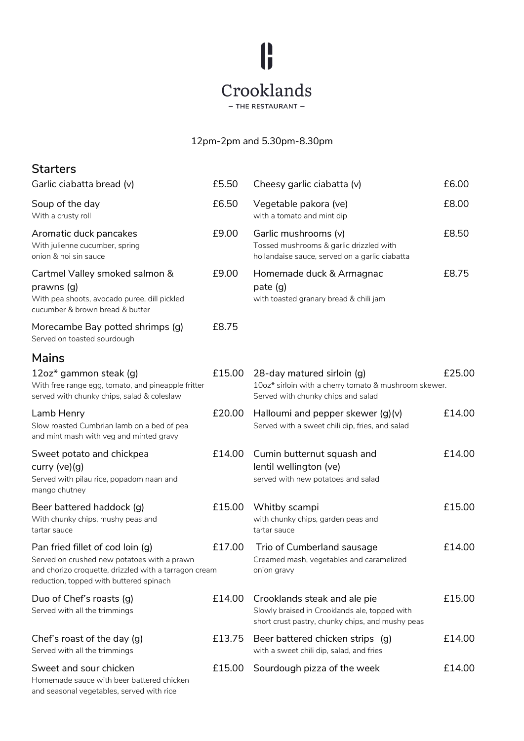# Crooklands

— THE RESTAURANT —

12pm-2pm and 5.30pm-8.30pm

## Starters

**Garlic ciabatta bread (v)** — £5.50

**Soup of the day** — £6.50
With a crusty roll

**Aromatic duck pancakes** — £9.00
With julienne cucumber, spring onion & hoi sin sauce

**Cartmel Valley smoked salmon & prawns (g)** — £9.00
With pea shoots, avocado puree, dill pickled cucumber & brown bread & butter

**Morecambe Bay potted shrimps (g)** — £8.75
Served on toasted sourdough

**Cheesy garlic ciabatta (v)** — £6.00

**Vegetable pakora (ve)** — £8.00
with a tomato and mint dip

**Garlic mushrooms (v)** — £8.50
Tossed mushrooms & garlic drizzled with hollandaise sauce, served on a garlic ciabatta

**Homemade duck & Armagnac pate (g)** — £8.75
with toasted granary bread & chili jam

## Mains

**12oz* gammon steak (g)** — £15.00
With free range egg, tomato, and pineapple fritter served with chunky chips, salad & coleslaw

**Lamb Henry** — £20.00
Slow roasted Cumbrian lamb on a bed of pea and mint mash with veg and minted gravy

**Sweet potato and chickpea curry (ve)(g)** — £14.00
Served with pilau rice, popadom naan and mango chutney

**Beer battered haddock (g)** — £15.00
With chunky chips, mushy peas and tartar sauce

**Pan fried fillet of cod loin (g)** — £17.00
Served on crushed new potatoes with a prawn and chorizo croquette, drizzled with a tarragon cream reduction, topped with buttered spinach

**Duo of Chef's roasts (g)** — £14.00
Served with all the trimmings

**Chef's roast of the day (g)** — £13.75
Served with all the trimmings

**Sweet and sour chicken** — £15.00
Homemade sauce with beer battered chicken and seasonal vegetables, served with rice

**28-day matured sirloin (g)** — £25.00
10oz* sirloin with a cherry tomato & mushroom skewer. Served with chunky chips and salad

**Halloumi and pepper skewer (g)(v)** — £14.00
Served with a sweet chili dip, fries, and salad

**Cumin butternut squash and lentil wellington (ve)** — £14.00
served with new potatoes and salad

**Whitby scampi** — £15.00
with chunky chips, garden peas and tartar sauce

**Trio of Cumberland sausage** — £14.00
Creamed mash, vegetables and caramelized onion gravy

**Crooklands steak and ale pie** — £15.00
Slowly braised in Crooklands ale, topped with short crust pastry, chunky chips, and mushy peas

**Beer battered chicken strips (g)** — £14.00
with a sweet chili dip, salad, and fries

**Sourdough pizza of the week** — £14.00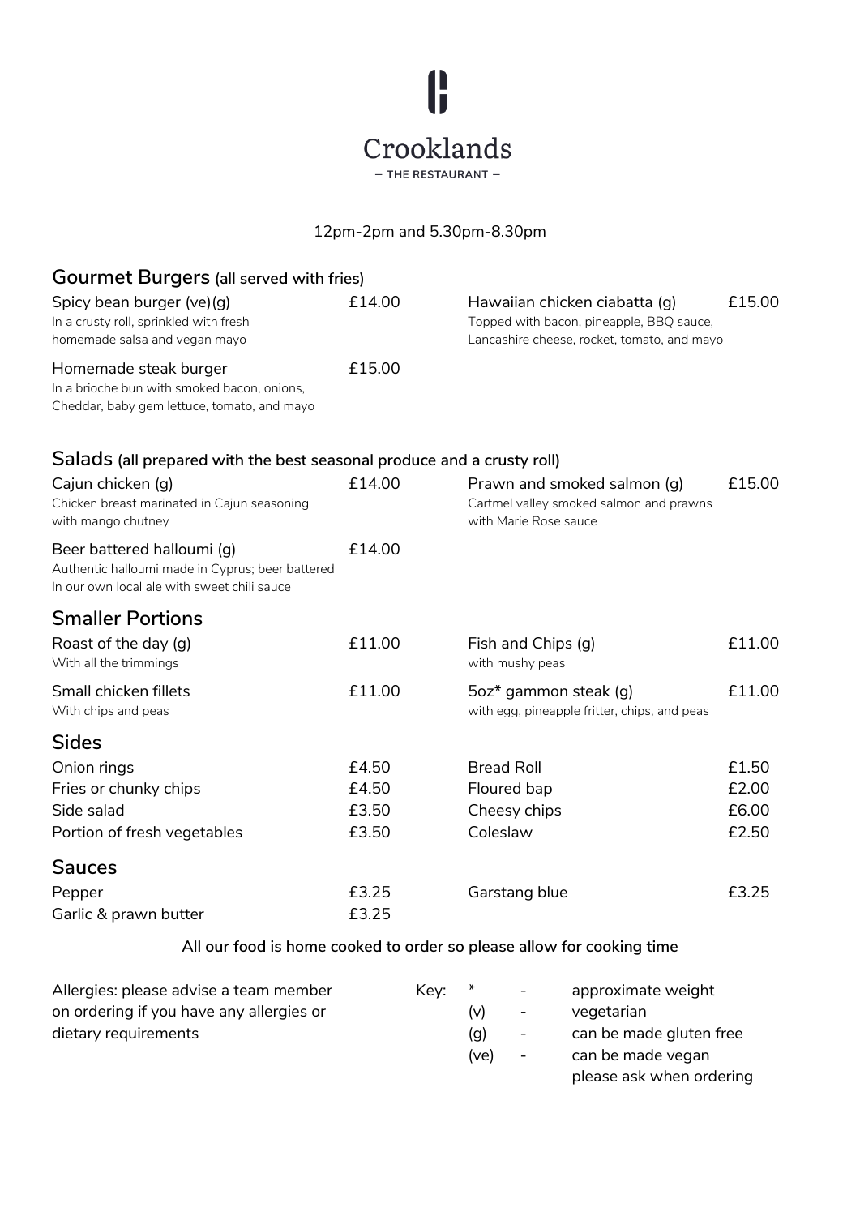# Crooklands

— THE RESTAURANT —

12pm-2pm and 5.30pm-8.30pm

## Gourmet Burgers (all served with fries)

**Spicy bean burger (ve)(g)** £14.00
In a crusty roll, sprinkled with fresh homemade salsa and vegan mayo

**Homemade steak burger** £15.00
In a brioche bun with smoked bacon, onions, Cheddar, baby gem lettuce, tomato, and mayo

**Hawaiian chicken ciabatta (g)** £15.00
Topped with bacon, pineapple, BBQ sauce, Lancashire cheese, rocket, tomato, and mayo

## Salads (all prepared with the best seasonal produce and a crusty roll)

**Cajun chicken (g)** £14.00
Chicken breast marinated in Cajun seasoning with mango chutney

**Beer battered halloumi (g)** £14.00
Authentic halloumi made in Cyprus; beer battered In our own local ale with sweet chili sauce

**Prawn and smoked salmon (g)** £15.00
Cartmel valley smoked salmon and prawns with Marie Rose sauce

## Smaller Portions

**Roast of the day (g)** £11.00
With all the trimmings

**Small chicken fillets** £11.00
With chips and peas

**Fish and Chips (g)** £11.00
with mushy peas

**5oz* gammon steak (g)** £11.00
with egg, pineapple fritter, chips, and peas

## Sides

| | | | |
|---|---|---|---|
| Onion rings | £4.50 | Bread Roll | £1.50 |
| Fries or chunky chips | £4.50 | Floured bap | £2.00 |
| Side salad | £3.50 | Cheesy chips | £6.00 |
| Portion of fresh vegetables | £3.50 | Coleslaw | £2.50 |

## Sauces

| | | | |
|---|---|---|---|
| Pepper | £3.25 | Garstang blue | £3.25 |
| Garlic & prawn butter | £3.25 | | |

**All our food is home cooked to order so please allow for cooking time**

Allergies: please advise a team member on ordering if you have any allergies or dietary requirements

Key:
* - approximate weight
(v) - vegetarian
(g) - can be made gluten free
(ve) - can be made vegan
please ask when ordering